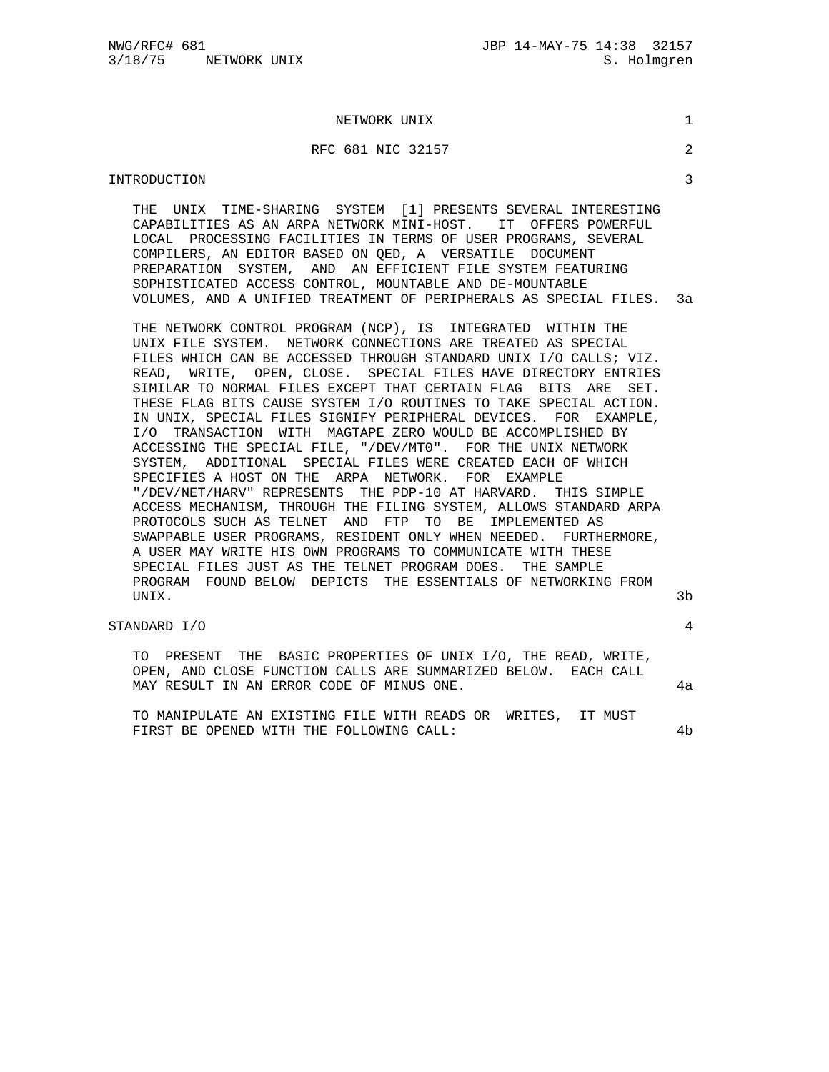# NETWORK UNIX 1

RFC 681 NIC 32157 2

## INTRODUCTION 3

THE UNIX TIME-SHARING SYSTEM [1] PRESENTS SEVERAL INTERESTING CAPABILITIES AS AN ARPA NETWORK MINI-HOST. IT OFFERS POWERFUL LOCAL PROCESSING FACILITIES IN TERMS OF USER PROGRAMS, SEVERAL COMPILERS, AN EDITOR BASED ON QED, A VERSATILE DOCUMENT PREPARATION SYSTEM, AND AN EFFICIENT FILE SYSTEM FEATURING SOPHISTICATED ACCESS CONTROL, MOUNTABLE AND DE-MOUNTABLE VOLUMES, AND A UNIFIED TREATMENT OF PERIPHERALS AS SPECIAL FILES. 3a

THE NETWORK CONTROL PROGRAM (NCP), IS INTEGRATED WITHIN THE UNIX FILE SYSTEM. NETWORK CONNECTIONS ARE TREATED AS SPECIAL FILES WHICH CAN BE ACCESSED THROUGH STANDARD UNIX I/O CALLS; VIZ. READ, WRITE, OPEN, CLOSE. SPECIAL FILES HAVE DIRECTORY ENTRIES SIMILAR TO NORMAL FILES EXCEPT THAT CERTAIN FLAG BITS ARE SET. THESE FLAG BITS CAUSE SYSTEM I/O ROUTINES TO TAKE SPECIAL ACTION. IN UNIX, SPECIAL FILES SIGNIFY PERIPHERAL DEVICES. FOR EXAMPLE, I/O TRANSACTION WITH MAGTAPE ZERO WOULD BE ACCOMPLISHED BY ACCESSING THE SPECIAL FILE, "/DEV/MT0". FOR THE UNIX NETWORK SYSTEM, ADDITIONAL SPECIAL FILES WERE CREATED EACH OF WHICH SPECIFIES A HOST ON THE ARPA NETWORK. FOR EXAMPLE "/DEV/NET/HARV" REPRESENTS THE PDP-10 AT HARVARD. THIS SIMPLE ACCESS MECHANISM, THROUGH THE FILING SYSTEM, ALLOWS STANDARD ARPA PROTOCOLS SUCH AS TELNET AND FTP TO BE IMPLEMENTED AS SWAPPABLE USER PROGRAMS, RESIDENT ONLY WHEN NEEDED. FURTHERMORE, A USER MAY WRITE HIS OWN PROGRAMS TO COMMUNICATE WITH THESE SPECIAL FILES JUST AS THE TELNET PROGRAM DOES. THE SAMPLE PROGRAM FOUND BELOW DEPICTS THE ESSENTIALS OF NETWORKING FROM UNIX. 3b

## STANDARD I/O 4

TO PRESENT THE BASIC PROPERTIES OF UNIX I/O, THE READ, WRITE, OPEN, AND CLOSE FUNCTION CALLS ARE SUMMARIZED BELOW. EACH CALL MAY RESULT IN AN ERROR CODE OF MINUS ONE. 4a

TO MANIPULATE AN EXISTING FILE WITH READS OR WRITES, IT MUST FIRST BE OPENED WITH THE FOLLOWING CALL: 4b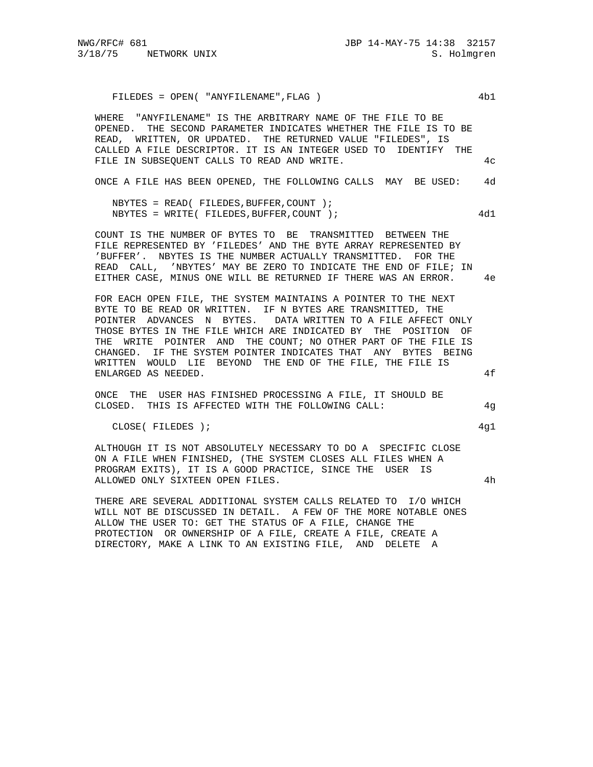```
FILEDES = OPEN( "ANYFILENAME",FLAG )
```
4b1

WHERE "ANYFILENAME" IS THE ARBITRARY NAME OF THE FILE TO BE OPENED. THE SECOND PARAMETER INDICATES WHETHER THE FILE IS TO BE READ, WRITTEN, OR UPDATED. THE RETURNED VALUE "FILEDES", IS CALLED A FILE DESCRIPTOR. IT IS AN INTEGER USED TO IDENTIFY THE FILE IN SUBSEQUENT CALLS TO READ AND WRITE. 4c

ONCE A FILE HAS BEEN OPENED, THE FOLLOWING CALLS MAY BE USED: 4d

```
NBYTES = READ( FILEDES,BUFFER,COUNT );
NBYTES = WRITE( FILEDES,BUFFER,COUNT );
```
4d1

COUNT IS THE NUMBER OF BYTES TO BE TRANSMITTED BETWEEN THE FILE REPRESENTED BY 'FILEDES' AND THE BYTE ARRAY REPRESENTED BY 'BUFFER'. NBYTES IS THE NUMBER ACTUALLY TRANSMITTED. FOR THE READ CALL, 'NBYTES' MAY BE ZERO TO INDICATE THE END OF FILE; IN EITHER CASE, MINUS ONE WILL BE RETURNED IF THERE WAS AN ERROR. 4e

FOR EACH OPEN FILE, THE SYSTEM MAINTAINS A POINTER TO THE NEXT BYTE TO BE READ OR WRITTEN. IF N BYTES ARE TRANSMITTED, THE POINTER ADVANCES N BYTES. DATA WRITTEN TO A FILE AFFECT ONLY THOSE BYTES IN THE FILE WHICH ARE INDICATED BY THE POSITION OF THE WRITE POINTER AND THE COUNT; NO OTHER PART OF THE FILE IS CHANGED. IF THE SYSTEM POINTER INDICATES THAT ANY BYTES BEING WRITTEN WOULD LIE BEYOND THE END OF THE FILE, THE FILE IS ENLARGED AS NEEDED. 4f

ONCE THE USER HAS FINISHED PROCESSING A FILE, IT SHOULD BE CLOSED. THIS IS AFFECTED WITH THE FOLLOWING CALL: 4g

```
CLOSE( FILEDES );
```
4g1

ALTHOUGH IT IS NOT ABSOLUTELY NECESSARY TO DO A SPECIFIC CLOSE ON A FILE WHEN FINISHED, (THE SYSTEM CLOSES ALL FILES WHEN A PROGRAM EXITS), IT IS A GOOD PRACTICE, SINCE THE USER IS ALLOWED ONLY SIXTEEN OPEN FILES. 4h

THERE ARE SEVERAL ADDITIONAL SYSTEM CALLS RELATED TO I/O WHICH WILL NOT BE DISCUSSED IN DETAIL. A FEW OF THE MORE NOTABLE ONES ALLOW THE USER TO: GET THE STATUS OF A FILE, CHANGE THE PROTECTION OR OWNERSHIP OF A FILE, CREATE A FILE, CREATE A DIRECTORY, MAKE A LINK TO AN EXISTING FILE, AND DELETE A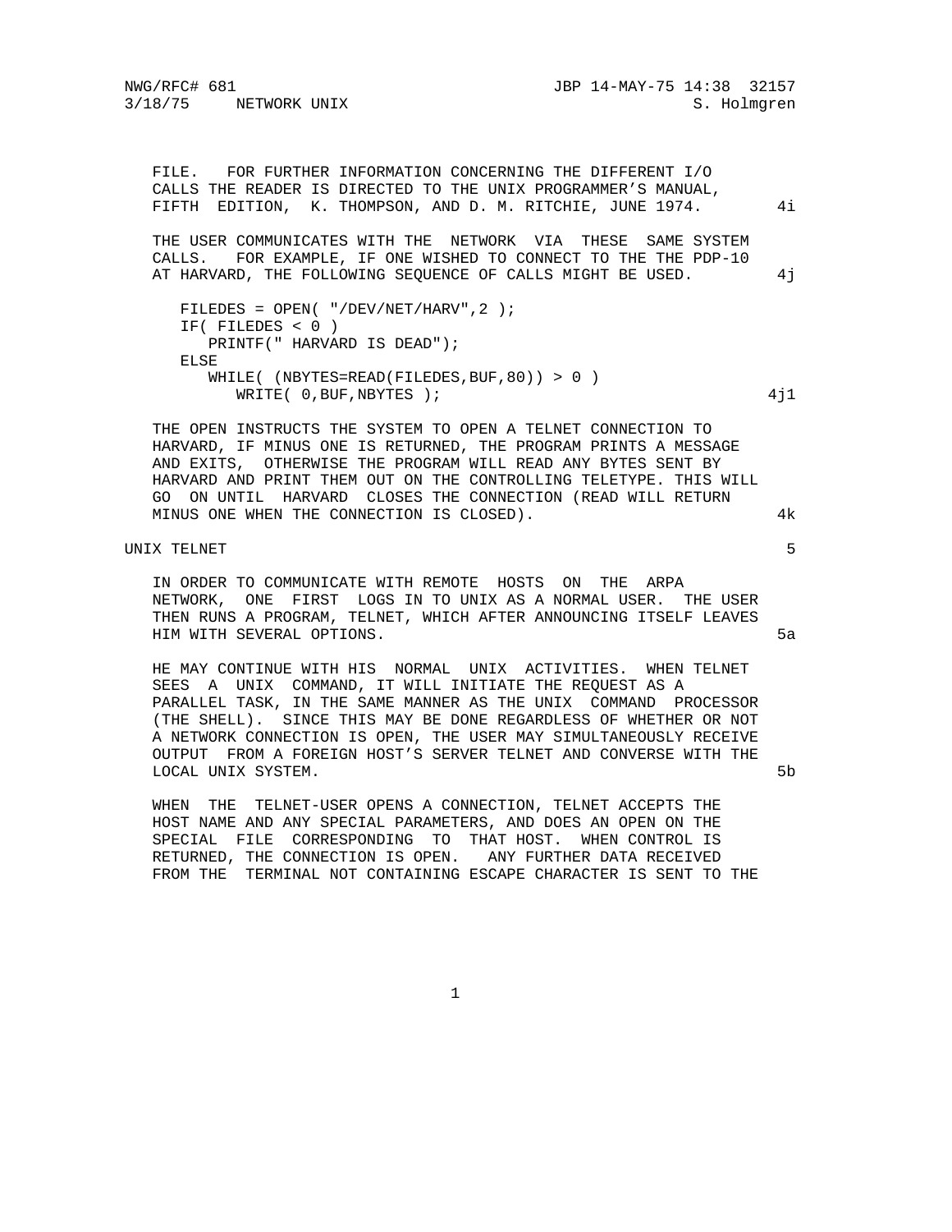FILE. FOR FURTHER INFORMATION CONCERNING THE DIFFERENT I/O CALLS THE READER IS DIRECTED TO THE UNIX PROGRAMMER'S MANUAL, FIFTH EDITION, K. THOMPSON, AND D. M. RITCHIE, JUNE 1974. 4i

THE USER COMMUNICATES WITH THE NETWORK VIA THESE SAME SYSTEM CALLS. FOR EXAMPLE, IF ONE WISHED TO CONNECT TO THE THE PDP-10 AT HARVARD, THE FOLLOWING SEQUENCE OF CALLS MIGHT BE USED. 4j

```
FILEDES = OPEN( "/DEV/NET/HARV",2 );
IF( FILEDES < 0 )
   PRINTF(" HARVARD IS DEAD");
ELSE
   WHILE( (NBYTES=READ(FILEDES,BUF,80)) > 0 )
      WRITE( 0,BUF,NBYTES );                          4j1
```

THE OPEN INSTRUCTS THE SYSTEM TO OPEN A TELNET CONNECTION TO HARVARD, IF MINUS ONE IS RETURNED, THE PROGRAM PRINTS A MESSAGE AND EXITS, OTHERWISE THE PROGRAM WILL READ ANY BYTES SENT BY HARVARD AND PRINT THEM OUT ON THE CONTROLLING TELETYPE. THIS WILL GO ON UNTIL HARVARD CLOSES THE CONNECTION (READ WILL RETURN MINUS ONE WHEN THE CONNECTION IS CLOSED). 4k

## UNIX TELNET 5

IN ORDER TO COMMUNICATE WITH REMOTE HOSTS ON THE ARPA NETWORK, ONE FIRST LOGS IN TO UNIX AS A NORMAL USER. THE USER THEN RUNS A PROGRAM, TELNET, WHICH AFTER ANNOUNCING ITSELF LEAVES HIM WITH SEVERAL OPTIONS. 5a

HE MAY CONTINUE WITH HIS NORMAL UNIX ACTIVITIES. WHEN TELNET SEES A UNIX COMMAND, IT WILL INITIATE THE REQUEST AS A PARALLEL TASK, IN THE SAME MANNER AS THE UNIX COMMAND PROCESSOR (THE SHELL). SINCE THIS MAY BE DONE REGARDLESS OF WHETHER OR NOT A NETWORK CONNECTION IS OPEN, THE USER MAY SIMULTANEOUSLY RECEIVE OUTPUT FROM A FOREIGN HOST'S SERVER TELNET AND CONVERSE WITH THE LOCAL UNIX SYSTEM. 5b

WHEN THE TELNET-USER OPENS A CONNECTION, TELNET ACCEPTS THE HOST NAME AND ANY SPECIAL PARAMETERS, AND DOES AN OPEN ON THE SPECIAL FILE CORRESPONDING TO THAT HOST. WHEN CONTROL IS RETURNED, THE CONNECTION IS OPEN. ANY FURTHER DATA RECEIVED FROM THE TERMINAL NOT CONTAINING ESCAPE CHARACTER IS SENT TO THE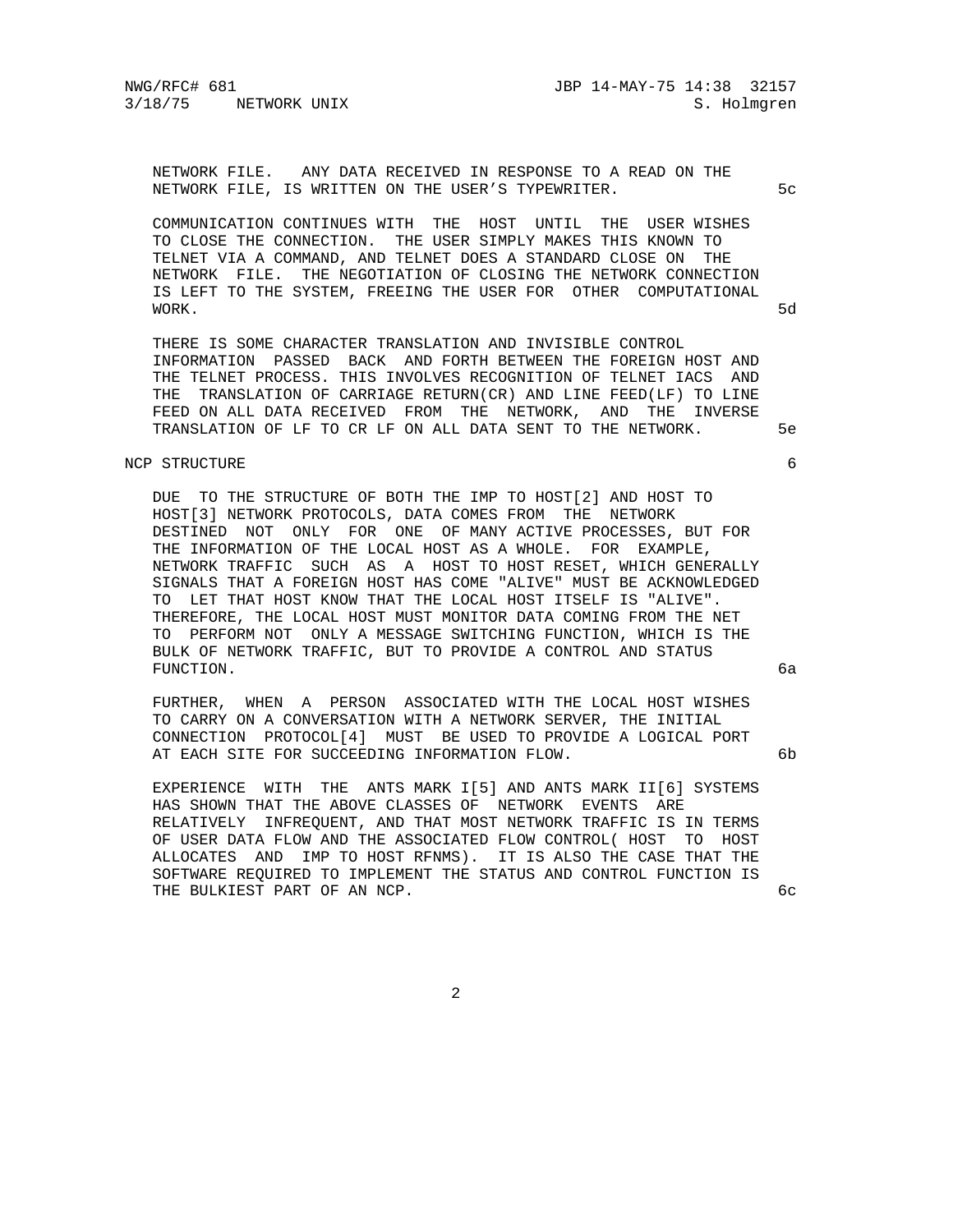NETWORK FILE. ANY DATA RECEIVED IN RESPONSE TO A READ ON THE NETWORK FILE, IS WRITTEN ON THE USER'S TYPEWRITER. 5c

COMMUNICATION CONTINUES WITH THE HOST UNTIL THE USER WISHES TO CLOSE THE CONNECTION. THE USER SIMPLY MAKES THIS KNOWN TO TELNET VIA A COMMAND, AND TELNET DOES A STANDARD CLOSE ON THE NETWORK FILE. THE NEGOTIATION OF CLOSING THE NETWORK CONNECTION IS LEFT TO THE SYSTEM, FREEING THE USER FOR OTHER COMPUTATIONAL WORK. 5d

THERE IS SOME CHARACTER TRANSLATION AND INVISIBLE CONTROL INFORMATION PASSED BACK AND FORTH BETWEEN THE FOREIGN HOST AND THE TELNET PROCESS. THIS INVOLVES RECOGNITION OF TELNET IACS AND THE TRANSLATION OF CARRIAGE RETURN(CR) AND LINE FEED(LF) TO LINE FEED ON ALL DATA RECEIVED FROM THE NETWORK, AND THE INVERSE TRANSLATION OF LF TO CR LF ON ALL DATA SENT TO THE NETWORK. 5e

## NCP STRUCTURE 6

DUE TO THE STRUCTURE OF BOTH THE IMP TO HOST[2] AND HOST TO HOST[3] NETWORK PROTOCOLS, DATA COMES FROM THE NETWORK DESTINED NOT ONLY FOR ONE OF MANY ACTIVE PROCESSES, BUT FOR THE INFORMATION OF THE LOCAL HOST AS A WHOLE. FOR EXAMPLE, NETWORK TRAFFIC SUCH AS A HOST TO HOST RESET, WHICH GENERALLY SIGNALS THAT A FOREIGN HOST HAS COME "ALIVE" MUST BE ACKNOWLEDGED TO LET THAT HOST KNOW THAT THE LOCAL HOST ITSELF IS "ALIVE". THEREFORE, THE LOCAL HOST MUST MONITOR DATA COMING FROM THE NET TO PERFORM NOT ONLY A MESSAGE SWITCHING FUNCTION, WHICH IS THE BULK OF NETWORK TRAFFIC, BUT TO PROVIDE A CONTROL AND STATUS FUNCTION. 6a

FURTHER, WHEN A PERSON ASSOCIATED WITH THE LOCAL HOST WISHES TO CARRY ON A CONVERSATION WITH A NETWORK SERVER, THE INITIAL CONNECTION PROTOCOL[4] MUST BE USED TO PROVIDE A LOGICAL PORT AT EACH SITE FOR SUCCEEDING INFORMATION FLOW. 6b

EXPERIENCE WITH THE ANTS MARK I[5] AND ANTS MARK II[6] SYSTEMS HAS SHOWN THAT THE ABOVE CLASSES OF NETWORK EVENTS ARE RELATIVELY INFREQUENT, AND THAT MOST NETWORK TRAFFIC IS IN TERMS OF USER DATA FLOW AND THE ASSOCIATED FLOW CONTROL( HOST TO HOST ALLOCATES AND IMP TO HOST RFNMS). IT IS ALSO THE CASE THAT THE SOFTWARE REQUIRED TO IMPLEMENT THE STATUS AND CONTROL FUNCTION IS THE BULKIEST PART OF AN NCP. 6c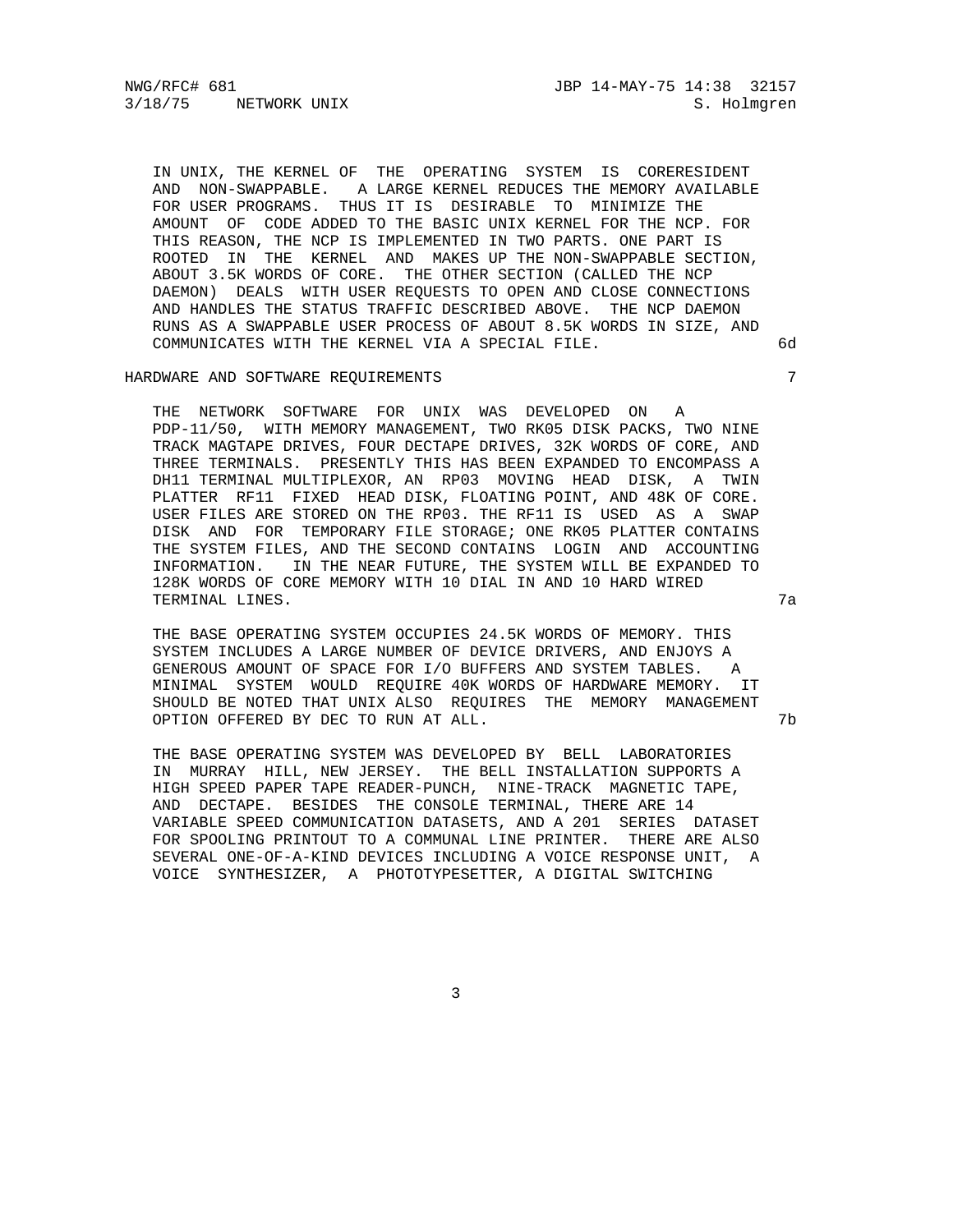IN UNIX, THE KERNEL OF THE OPERATING SYSTEM IS CORERESIDENT AND NON-SWAPPABLE. A LARGE KERNEL REDUCES THE MEMORY AVAILABLE FOR USER PROGRAMS. THUS IT IS DESIRABLE TO MINIMIZE THE AMOUNT OF CODE ADDED TO THE BASIC UNIX KERNEL FOR THE NCP. FOR THIS REASON, THE NCP IS IMPLEMENTED IN TWO PARTS. ONE PART IS ROOTED IN THE KERNEL AND MAKES UP THE NON-SWAPPABLE SECTION, ABOUT 3.5K WORDS OF CORE. THE OTHER SECTION (CALLED THE NCP DAEMON) DEALS WITH USER REQUESTS TO OPEN AND CLOSE CONNECTIONS AND HANDLES THE STATUS TRAFFIC DESCRIBED ABOVE. THE NCP DAEMON RUNS AS A SWAPPABLE USER PROCESS OF ABOUT 8.5K WORDS IN SIZE, AND COMMUNICATES WITH THE KERNEL VIA A SPECIAL FILE. 6d

## HARDWARE AND SOFTWARE REQUIREMENTS 7

THE NETWORK SOFTWARE FOR UNIX WAS DEVELOPED ON A PDP-11/50, WITH MEMORY MANAGEMENT, TWO RK05 DISK PACKS, TWO NINE TRACK MAGTAPE DRIVES, FOUR DECTAPE DRIVES, 32K WORDS OF CORE, AND THREE TERMINALS. PRESENTLY THIS HAS BEEN EXPANDED TO ENCOMPASS A DH11 TERMINAL MULTIPLEXOR, AN RP03 MOVING HEAD DISK, A TWIN PLATTER RF11 FIXED HEAD DISK, FLOATING POINT, AND 48K OF CORE. USER FILES ARE STORED ON THE RP03. THE RF11 IS USED AS A SWAP DISK AND FOR TEMPORARY FILE STORAGE; ONE RK05 PLATTER CONTAINS THE SYSTEM FILES, AND THE SECOND CONTAINS LOGIN AND ACCOUNTING INFORMATION. IN THE NEAR FUTURE, THE SYSTEM WILL BE EXPANDED TO 128K WORDS OF CORE MEMORY WITH 10 DIAL IN AND 10 HARD WIRED TERMINAL LINES. 7a

THE BASE OPERATING SYSTEM OCCUPIES 24.5K WORDS OF MEMORY. THIS SYSTEM INCLUDES A LARGE NUMBER OF DEVICE DRIVERS, AND ENJOYS A GENEROUS AMOUNT OF SPACE FOR I/O BUFFERS AND SYSTEM TABLES. A MINIMAL SYSTEM WOULD REQUIRE 40K WORDS OF HARDWARE MEMORY. IT SHOULD BE NOTED THAT UNIX ALSO REQUIRES THE MEMORY MANAGEMENT OPTION OFFERED BY DEC TO RUN AT ALL. 7b

THE BASE OPERATING SYSTEM WAS DEVELOPED BY BELL LABORATORIES IN MURRAY HILL, NEW JERSEY. THE BELL INSTALLATION SUPPORTS A HIGH SPEED PAPER TAPE READER-PUNCH, NINE-TRACK MAGNETIC TAPE, AND DECTAPE. BESIDES THE CONSOLE TERMINAL, THERE ARE 14 VARIABLE SPEED COMMUNICATION DATASETS, AND A 201 SERIES DATASET FOR SPOOLING PRINTOUT TO A COMMUNAL LINE PRINTER. THERE ARE ALSO SEVERAL ONE-OF-A-KIND DEVICES INCLUDING A VOICE RESPONSE UNIT, A VOICE SYNTHESIZER, A PHOTOTYPESETTER, A DIGITAL SWITCHING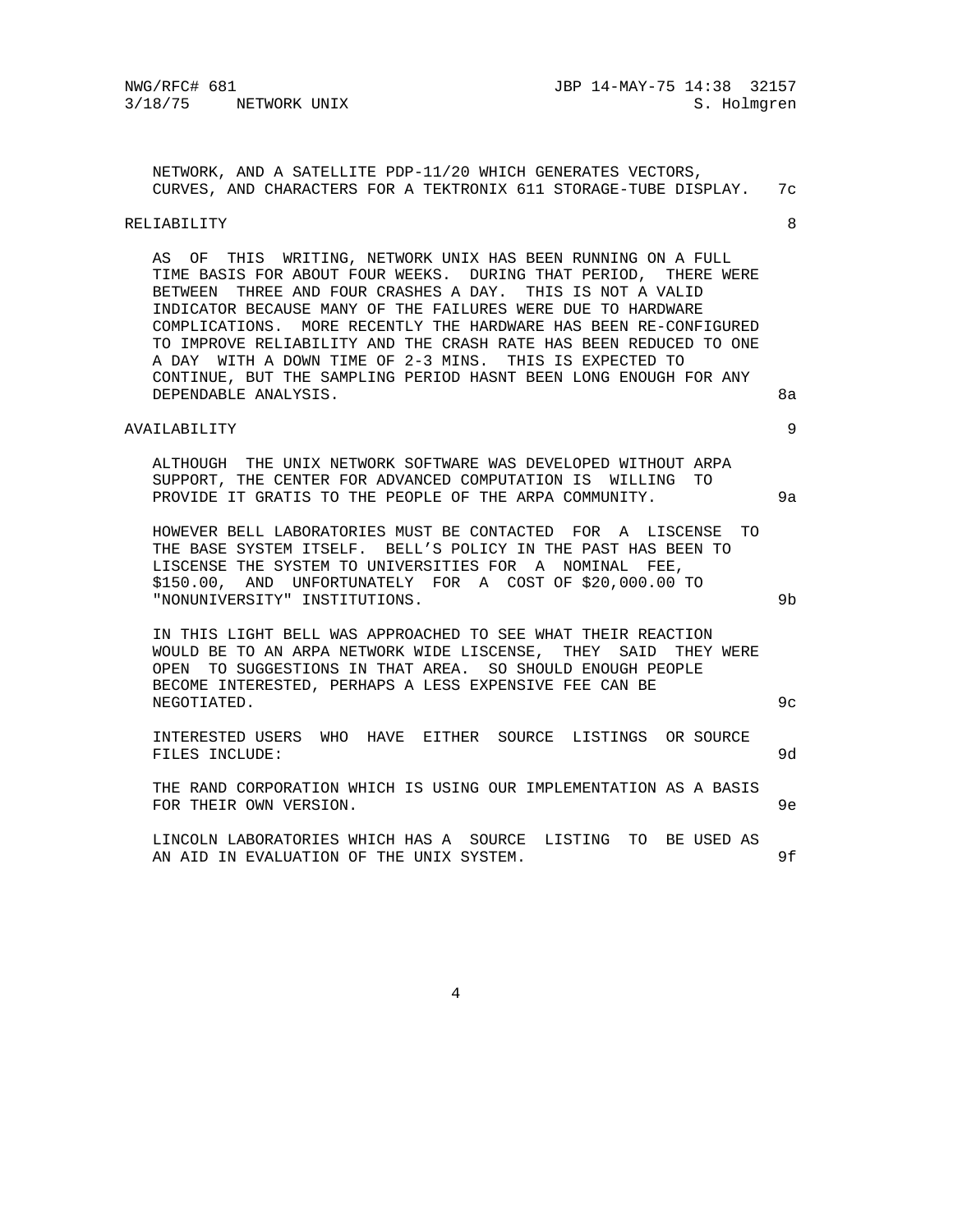NETWORK, AND A SATELLITE PDP-11/20 WHICH GENERATES VECTORS, CURVES, AND CHARACTERS FOR A TEKTRONIX 611 STORAGE-TUBE DISPLAY. 7c

## RELIABILITY 8

AS OF THIS WRITING, NETWORK UNIX HAS BEEN RUNNING ON A FULL TIME BASIS FOR ABOUT FOUR WEEKS. DURING THAT PERIOD, THERE WERE BETWEEN THREE AND FOUR CRASHES A DAY. THIS IS NOT A VALID INDICATOR BECAUSE MANY OF THE FAILURES WERE DUE TO HARDWARE COMPLICATIONS. MORE RECENTLY THE HARDWARE HAS BEEN RE-CONFIGURED TO IMPROVE RELIABILITY AND THE CRASH RATE HAS BEEN REDUCED TO ONE A DAY WITH A DOWN TIME OF 2-3 MINS. THIS IS EXPECTED TO CONTINUE, BUT THE SAMPLING PERIOD HASNT BEEN LONG ENOUGH FOR ANY DEPENDABLE ANALYSIS. 8a

## AVAILABILITY 9

ALTHOUGH THE UNIX NETWORK SOFTWARE WAS DEVELOPED WITHOUT ARPA SUPPORT, THE CENTER FOR ADVANCED COMPUTATION IS WILLING TO PROVIDE IT GRATIS TO THE PEOPLE OF THE ARPA COMMUNITY. 9a

HOWEVER BELL LABORATORIES MUST BE CONTACTED FOR A LISCENSE TO THE BASE SYSTEM ITSELF. BELL'S POLICY IN THE PAST HAS BEEN TO LISCENSE THE SYSTEM TO UNIVERSITIES FOR A NOMINAL FEE, $150.00, AND UNFORTUNATELY FOR A COST OF $20,000.00 TO "NONUNIVERSITY" INSTITUTIONS. 9b

IN THIS LIGHT BELL WAS APPROACHED TO SEE WHAT THEIR REACTION WOULD BE TO AN ARPA NETWORK WIDE LISCENSE, THEY SAID THEY WERE OPEN TO SUGGESTIONS IN THAT AREA. SO SHOULD ENOUGH PEOPLE BECOME INTERESTED, PERHAPS A LESS EXPENSIVE FEE CAN BE NEGOTIATED. 9c

INTERESTED USERS WHO HAVE EITHER SOURCE LISTINGS OR SOURCE FILES INCLUDE: 9d

THE RAND CORPORATION WHICH IS USING OUR IMPLEMENTATION AS A BASIS FOR THEIR OWN VERSION. 9e

LINCOLN LABORATORIES WHICH HAS A SOURCE LISTING TO BE USED AS AN AID IN EVALUATION OF THE UNIX SYSTEM. 9f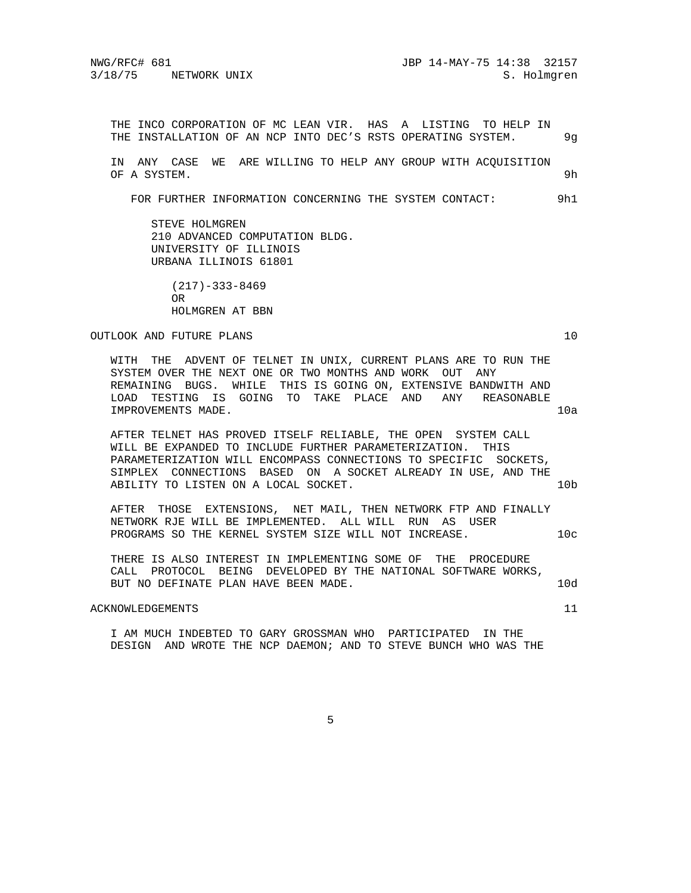THE INCO CORPORATION OF MC LEAN VIR. HAS A LISTING TO HELP IN THE INSTALLATION OF AN NCP INTO DEC'S RSTS OPERATING SYSTEM. 9g

IN ANY CASE WE ARE WILLING TO HELP ANY GROUP WITH ACQUISITION OF A SYSTEM. 9h

FOR FURTHER INFORMATION CONCERNING THE SYSTEM CONTACT: 9h1

STEVE HOLMGREN
210 ADVANCED COMPUTATION BLDG.
UNIVERSITY OF ILLINOIS
URBANA ILLINOIS 61801

(217)-333-8469
OR
HOLMGREN AT BBN

## OUTLOOK AND FUTURE PLANS 10

WITH THE ADVENT OF TELNET IN UNIX, CURRENT PLANS ARE TO RUN THE SYSTEM OVER THE NEXT ONE OR TWO MONTHS AND WORK OUT ANY REMAINING BUGS. WHILE THIS IS GOING ON, EXTENSIVE BANDWITH AND LOAD TESTING IS GOING TO TAKE PLACE AND ANY REASONABLE IMPROVEMENTS MADE. 10a

AFTER TELNET HAS PROVED ITSELF RELIABLE, THE OPEN SYSTEM CALL WILL BE EXPANDED TO INCLUDE FURTHER PARAMETERIZATION. THIS PARAMETERIZATION WILL ENCOMPASS CONNECTIONS TO SPECIFIC SOCKETS, SIMPLEX CONNECTIONS BASED ON A SOCKET ALREADY IN USE, AND THE ABILITY TO LISTEN ON A LOCAL SOCKET. 10b

AFTER THOSE EXTENSIONS, NET MAIL, THEN NETWORK FTP AND FINALLY NETWORK RJE WILL BE IMPLEMENTED. ALL WILL RUN AS USER PROGRAMS SO THE KERNEL SYSTEM SIZE WILL NOT INCREASE. 10c

THERE IS ALSO INTEREST IN IMPLEMENTING SOME OF THE PROCEDURE CALL PROTOCOL BEING DEVELOPED BY THE NATIONAL SOFTWARE WORKS, BUT NO DEFINATE PLAN HAVE BEEN MADE. 10d

## ACKNOWLEDGEMENTS 11

I AM MUCH INDEBTED TO GARY GROSSMAN WHO PARTICIPATED IN THE DESIGN AND WROTE THE NCP DAEMON; AND TO STEVE BUNCH WHO WAS THE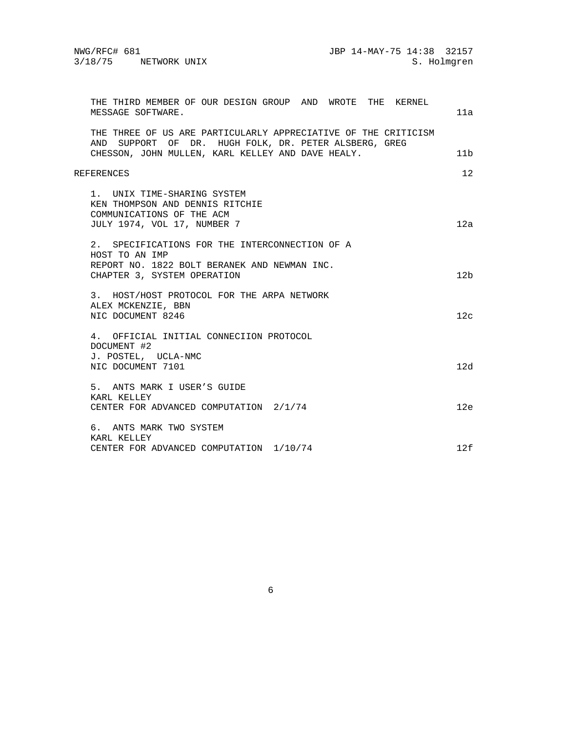THE THIRD MEMBER OF OUR DESIGN GROUP AND WROTE THE KERNEL MESSAGE SOFTWARE. 11a

THE THREE OF US ARE PARTICULARLY APPRECIATIVE OF THE CRITICISM AND SUPPORT OF DR. HUGH FOLK, DR. PETER ALSBERG, GREG CHESSON, JOHN MULLEN, KARL KELLEY AND DAVE HEALY. 11b

## REFERENCES 12

1. UNIX TIME-SHARING SYSTEM
KEN THOMPSON AND DENNIS RITCHIE
COMMUNICATIONS OF THE ACM
JULY 1974, VOL 17, NUMBER 7 12a

2. SPECIFICATIONS FOR THE INTERCONNECTION OF A
HOST TO AN IMP
REPORT NO. 1822 BOLT BERANEK AND NEWMAN INC.
CHAPTER 3, SYSTEM OPERATION 12b

3. HOST/HOST PROTOCOL FOR THE ARPA NETWORK
ALEX MCKENZIE, BBN
NIC DOCUMENT 8246 12c

4. OFFICIAL INITIAL CONNECIION PROTOCOL
DOCUMENT #2
J. POSTEL, UCLA-NMC
NIC DOCUMENT 7101 12d

5. ANTS MARK I USER'S GUIDE
KARL KELLEY
CENTER FOR ADVANCED COMPUTATION 2/1/74 12e

6. ANTS MARK TWO SYSTEM
KARL KELLEY
CENTER FOR ADVANCED COMPUTATION 1/10/74 12f